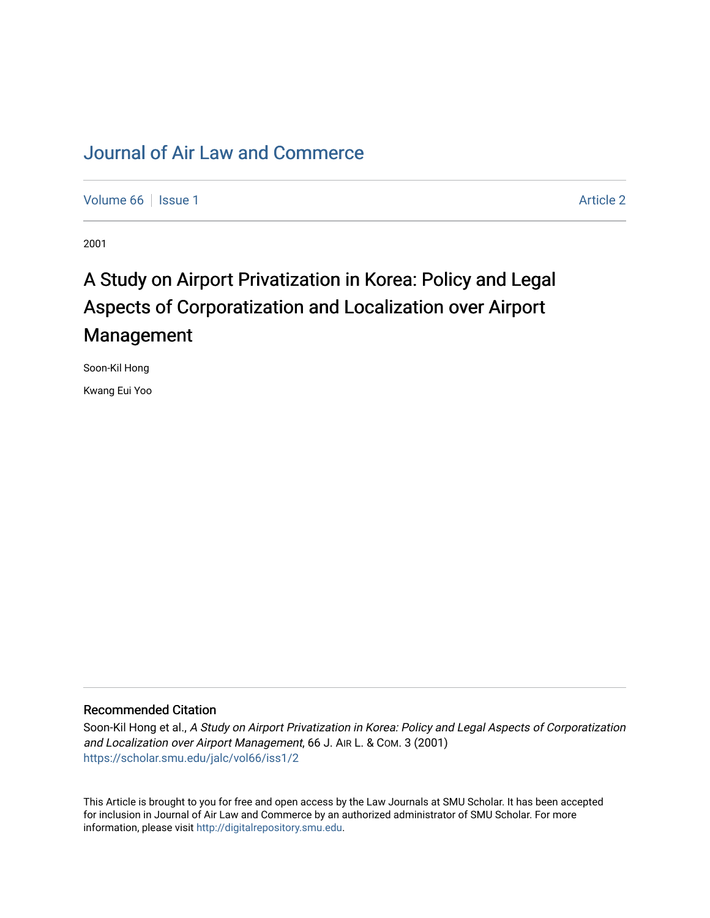# Journal of Air Law and Commerce

Volume 66 | Issue 1 | Article 2

2001

## A Study on Airport Privatization in Korea: Policy and Legal Aspects of Corporatization and Localization over Airport Management

Soon-Kil Hong

Kwang Eui Yoo

### Recommended Citation

Soon-Kil Hong et al., *A Study on Airport Privatization in Korea: Policy and Legal Aspects of Corporatization and Localization over Airport Management*, 66 J. Air L. & Com. 3 (2001)
https://scholar.smu.edu/jalc/vol66/iss1/2

This Article is brought to you for free and open access by the Law Journals at SMU Scholar. It has been accepted for inclusion in Journal of Air Law and Commerce by an authorized administrator of SMU Scholar. For more information, please visit http://digitalrepository.smu.edu.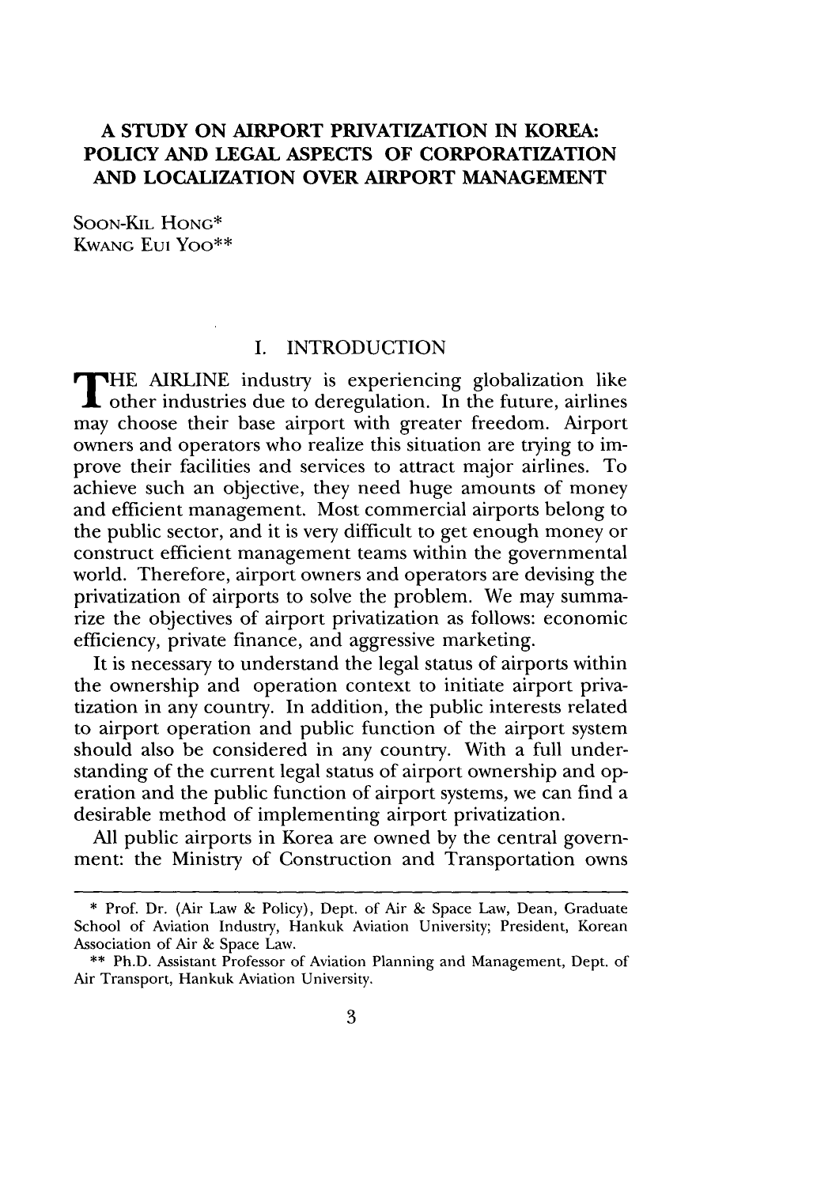# A STUDY ON AIRPORT PRIVATIZATION IN KOREA: POLICY AND LEGAL ASPECTS OF CORPORATIZATION AND LOCALIZATION OVER AIRPORT MANAGEMENT

SOON-KIL HONG*
KWANG EUI YOO**

## I. INTRODUCTION

THE AIRLINE industry is experiencing globalization like other industries due to deregulation. In the future, airlines may choose their base airport with greater freedom. Airport owners and operators who realize this situation are trying to improve their facilities and services to attract major airlines. To achieve such an objective, they need huge amounts of money and efficient management. Most commercial airports belong to the public sector, and it is very difficult to get enough money or construct efficient management teams within the governmental world. Therefore, airport owners and operators are devising the privatization of airports to solve the problem. We may summarize the objectives of airport privatization as follows: economic efficiency, private finance, and aggressive marketing.

It is necessary to understand the legal status of airports within the ownership and operation context to initiate airport privatization in any country. In addition, the public interests related to airport operation and public function of the airport system should also be considered in any country. With a full understanding of the current legal status of airport ownership and operation and the public function of airport systems, we can find a desirable method of implementing airport privatization.

All public airports in Korea are owned by the central government: the Ministry of Construction and Transportation owns

---

\* Prof. Dr. (Air Law & Policy), Dept. of Air & Space Law, Dean, Graduate School of Aviation Industry, Hankuk Aviation University; President, Korean Association of Air & Space Law.

\*\* Ph.D. Assistant Professor of Aviation Planning and Management, Dept. of Air Transport, Hankuk Aviation University.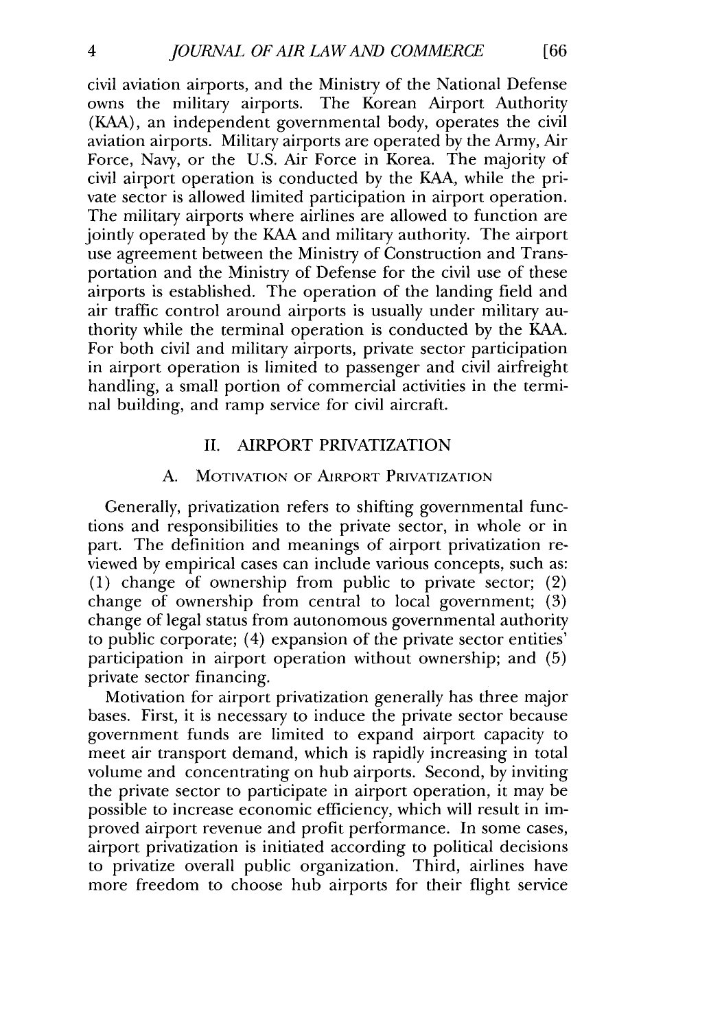civil aviation airports, and the Ministry of the National Defense owns the military airports. The Korean Airport Authority (KAA), an independent governmental body, operates the civil aviation airports. Military airports are operated by the Army, Air Force, Navy, or the U.S. Air Force in Korea. The majority of civil airport operation is conducted by the KAA, while the private sector is allowed limited participation in airport operation. The military airports where airlines are allowed to function are jointly operated by the KAA and military authority. The airport use agreement between the Ministry of Construction and Transportation and the Ministry of Defense for the civil use of these airports is established. The operation of the landing field and air traffic control around airports is usually under military authority while the terminal operation is conducted by the KAA. For both civil and military airports, private sector participation in airport operation is limited to passenger and civil airfreight handling, a small portion of commercial activities in the terminal building, and ramp service for civil aircraft.

## II. AIRPORT PRIVATIZATION

### A. Motivation of Airport Privatization

Generally, privatization refers to shifting governmental functions and responsibilities to the private sector, in whole or in part. The definition and meanings of airport privatization reviewed by empirical cases can include various concepts, such as: (1) change of ownership from public to private sector; (2) change of ownership from central to local government; (3) change of legal status from autonomous governmental authority to public corporate; (4) expansion of the private sector entities' participation in airport operation without ownership; and (5) private sector financing.

Motivation for airport privatization generally has three major bases. First, it is necessary to induce the private sector because government funds are limited to expand airport capacity to meet air transport demand, which is rapidly increasing in total volume and concentrating on hub airports. Second, by inviting the private sector to participate in airport operation, it may be possible to increase economic efficiency, which will result in improved airport revenue and profit performance. In some cases, airport privatization is initiated according to political decisions to privatize overall public organization. Third, airlines have more freedom to choose hub airports for their flight service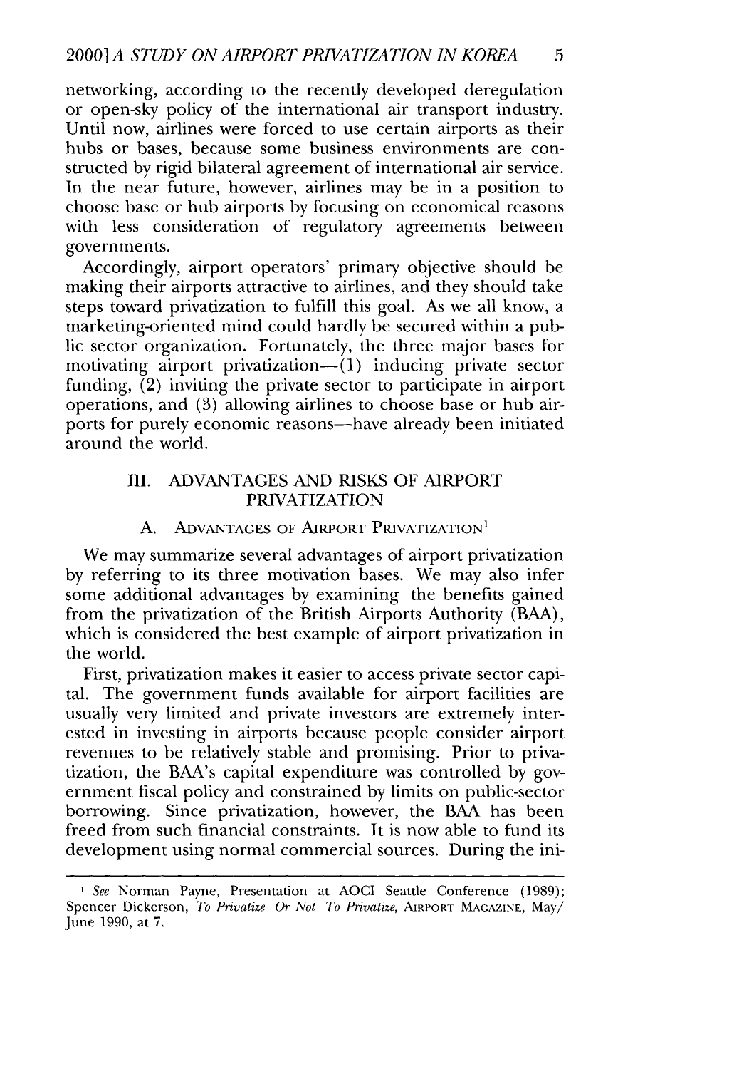networking, according to the recently developed deregulation or open-sky policy of the international air transport industry. Until now, airlines were forced to use certain airports as their hubs or bases, because some business environments are constructed by rigid bilateral agreement of international air service. In the near future, however, airlines may be in a position to choose base or hub airports by focusing on economical reasons with less consideration of regulatory agreements between governments.

Accordingly, airport operators' primary objective should be making their airports attractive to airlines, and they should take steps toward privatization to fulfill this goal. As we all know, a marketing-oriented mind could hardly be secured within a public sector organization. Fortunately, the three major bases for motivating airport privatization—(1) inducing private sector funding, (2) inviting the private sector to participate in airport operations, and (3) allowing airlines to choose base or hub airports for purely economic reasons—have already been initiated around the world.

## III. ADVANTAGES AND RISKS OF AIRPORT PRIVATIZATION

### A. Advantages of Airport Privatization[1]

We may summarize several advantages of airport privatization by referring to its three motivation bases. We may also infer some additional advantages by examining the benefits gained from the privatization of the British Airports Authority (BAA), which is considered the best example of airport privatization in the world.

First, privatization makes it easier to access private sector capital. The government funds available for airport facilities are usually very limited and private investors are extremely interested in investing in airports because people consider airport revenues to be relatively stable and promising. Prior to privatization, the BAA's capital expenditure was controlled by government fiscal policy and constrained by limits on public-sector borrowing. Since privatization, however, the BAA has been freed from such financial constraints. It is now able to fund its development using normal commercial sources. During the ini-

---

[1] *See* Norman Payne, Presentation at AOCI Seattle Conference (1989); Spencer Dickerson, *To Privatize Or Not To Privatize*, AIRPORT MAGAZINE, May/June 1990, at 7.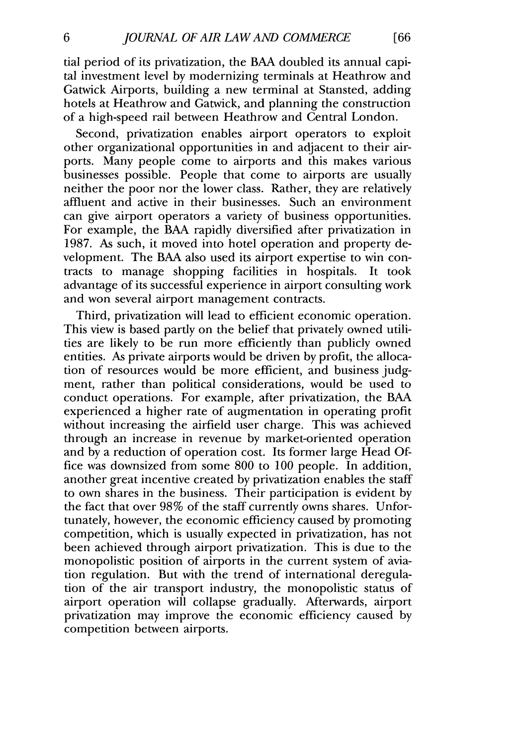tial period of its privatization, the BAA doubled its annual capital investment level by modernizing terminals at Heathrow and Gatwick Airports, building a new terminal at Stansted, adding hotels at Heathrow and Gatwick, and planning the construction of a high-speed rail between Heathrow and Central London.

Second, privatization enables airport operators to exploit other organizational opportunities in and adjacent to their airports. Many people come to airports and this makes various businesses possible. People that come to airports are usually neither the poor nor the lower class. Rather, they are relatively affluent and active in their businesses. Such an environment can give airport operators a variety of business opportunities. For example, the BAA rapidly diversified after privatization in 1987. As such, it moved into hotel operation and property development. The BAA also used its airport expertise to win contracts to manage shopping facilities in hospitals. It took advantage of its successful experience in airport consulting work and won several airport management contracts.

Third, privatization will lead to efficient economic operation. This view is based partly on the belief that privately owned utilities are likely to be run more efficiently than publicly owned entities. As private airports would be driven by profit, the allocation of resources would be more efficient, and business judgment, rather than political considerations, would be used to conduct operations. For example, after privatization, the BAA experienced a higher rate of augmentation in operating profit without increasing the airfield user charge. This was achieved through an increase in revenue by market-oriented operation and by a reduction of operation cost. Its former large Head Office was downsized from some 800 to 100 people. In addition, another great incentive created by privatization enables the staff to own shares in the business. Their participation is evident by the fact that over 98% of the staff currently owns shares. Unfortunately, however, the economic efficiency caused by promoting competition, which is usually expected in privatization, has not been achieved through airport privatization. This is due to the monopolistic position of airports in the current system of aviation regulation. But with the trend of international deregulation of the air transport industry, the monopolistic status of airport operation will collapse gradually. Afterwards, airport privatization may improve the economic efficiency caused by competition between airports.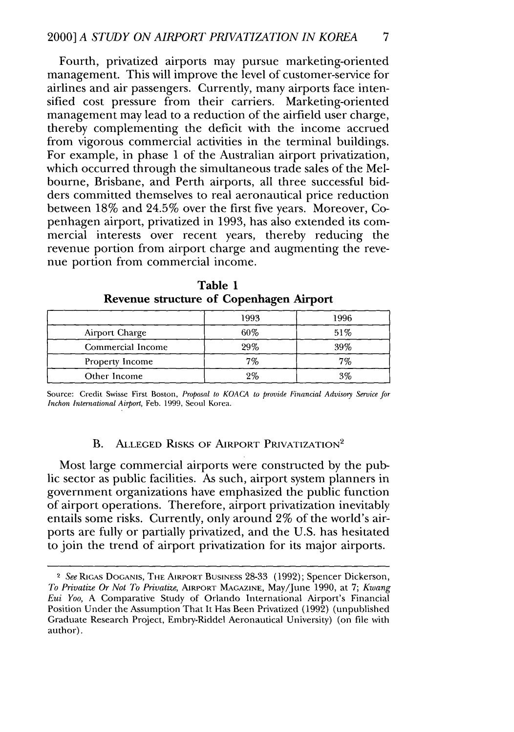Fourth, privatized airports may pursue marketing-oriented management. This will improve the level of customer-service for airlines and air passengers. Currently, many airports face intensified cost pressure from their carriers. Marketing-oriented management may lead to a reduction of the airfield user charge, thereby complementing the deficit with the income accrued from vigorous commercial activities in the terminal buildings. For example, in phase 1 of the Australian airport privatization, which occurred through the simultaneous trade sales of the Melbourne, Brisbane, and Perth airports, all three successful bidders committed themselves to real aeronautical price reduction between 18% and 24.5% over the first five years. Moreover, Copenhagen airport, privatized in 1993, has also extended its commercial interests over recent years, thereby reducing the revenue portion from airport charge and augmenting the revenue portion from commercial income.

**Table 1**
**Revenue structure of Copenhagen Airport**

| | 1993 | 1996 |
|---|---|---|
| Airport Charge | 60% | 51% |
| Commercial Income | 29% | 39% |
| Property Income | 7% | 7% |
| Other Income | 2% | 3% |

Source: Credit Swisse First Boston, *Proposal to KOACA to provide Financial Advisory Service for Inchon International Airport*, Feb. 1999, Seoul Korea.

### B. Alleged Risks of Airport Privatization[2]

Most large commercial airports were constructed by the public sector as public facilities. As such, airport system planners in government organizations have emphasized the public function of airport operations. Therefore, airport privatization inevitably entails some risks. Currently, only around 2% of the world's airports are fully or partially privatized, and the U.S. has hesitated to join the trend of airport privatization for its major airports.

---

[2] *See* Rigas Doganis, The Airport Business 28-33 (1992); Spencer Dickerson, *To Privatize Or Not To Privatize*, Airport Magazine, May/June 1990, at 7; *Kwang Eui Yoo*, A Comparative Study of Orlando International Airport's Financial Position Under the Assumption That It Has Been Privatized (1992) (unpublished Graduate Research Project, Embry-Riddel Aeronautical University) (on file with author).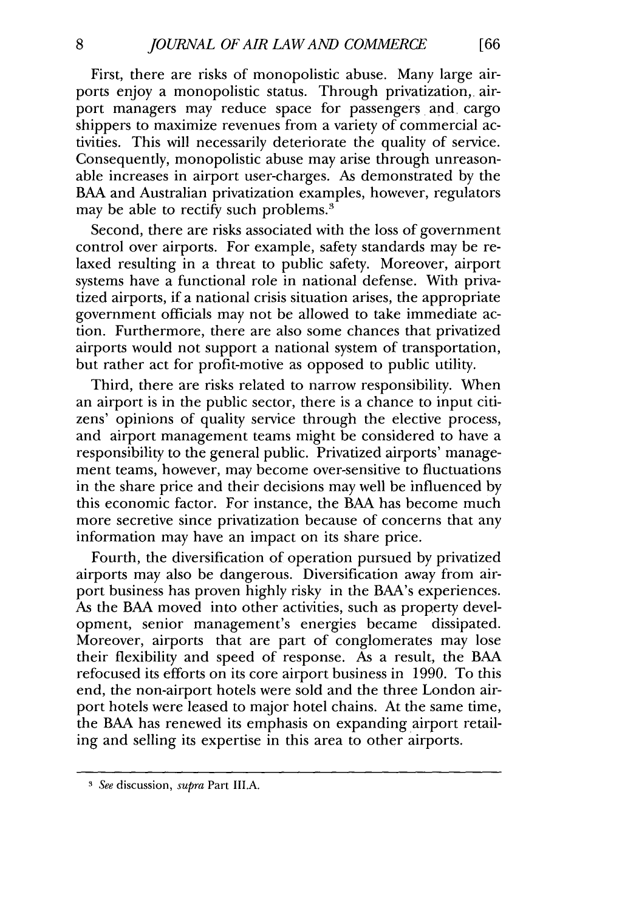First, there are risks of monopolistic abuse. Many large airports enjoy a monopolistic status. Through privatization, airport managers may reduce space for passengers and cargo shippers to maximize revenues from a variety of commercial activities. This will necessarily deteriorate the quality of service. Consequently, monopolistic abuse may arise through unreasonable increases in airport user-charges. As demonstrated by the BAA and Australian privatization examples, however, regulators may be able to rectify such problems.[3]

Second, there are risks associated with the loss of government control over airports. For example, safety standards may be relaxed resulting in a threat to public safety. Moreover, airport systems have a functional role in national defense. With privatized airports, if a national crisis situation arises, the appropriate government officials may not be allowed to take immediate action. Furthermore, there are also some chances that privatized airports would not support a national system of transportation, but rather act for profit-motive as opposed to public utility.

Third, there are risks related to narrow responsibility. When an airport is in the public sector, there is a chance to input citizens' opinions of quality service through the elective process, and airport management teams might be considered to have a responsibility to the general public. Privatized airports' management teams, however, may become over-sensitive to fluctuations in the share price and their decisions may well be influenced by this economic factor. For instance, the BAA has become much more secretive since privatization because of concerns that any information may have an impact on its share price.

Fourth, the diversification of operation pursued by privatized airports may also be dangerous. Diversification away from airport business has proven highly risky in the BAA's experiences. As the BAA moved into other activities, such as property development, senior management's energies became dissipated. Moreover, airports that are part of conglomerates may lose their flexibility and speed of response. As a result, the BAA refocused its efforts on its core airport business in 1990. To this end, the non-airport hotels were sold and the three London airport hotels were leased to major hotel chains. At the same time, the BAA has renewed its emphasis on expanding airport retailing and selling its expertise in this area to other airports.

---

[3] *See* discussion, *supra* Part III.A.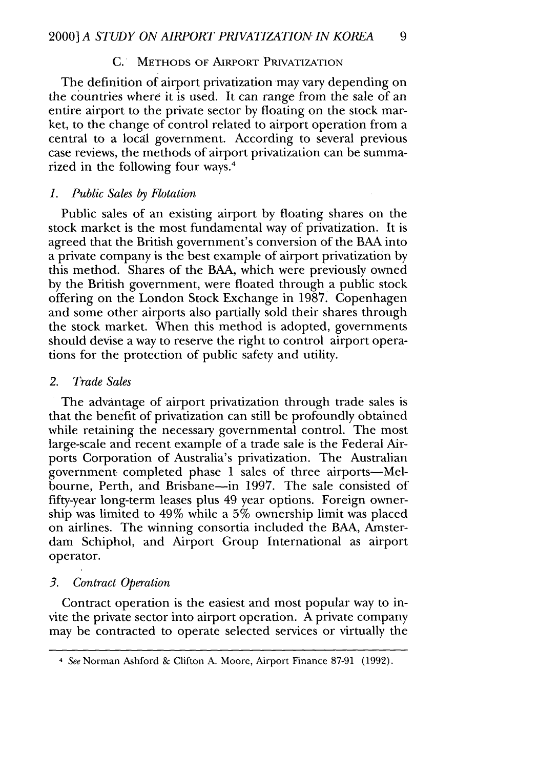### C. Methods of Airport Privatization

The definition of airport privatization may vary depending on the countries where it is used. It can range from the sale of an entire airport to the private sector by floating on the stock market, to the change of control related to airport operation from a central to a local government. According to several previous case reviews, the methods of airport privatization can be summarized in the following four ways.[4]

#### 1. *Public Sales by Flotation*

Public sales of an existing airport by floating shares on the stock market is the most fundamental way of privatization. It is agreed that the British government's conversion of the BAA into a private company is the best example of airport privatization by this method. Shares of the BAA, which were previously owned by the British government, were floated through a public stock offering on the London Stock Exchange in 1987. Copenhagen and some other airports also partially sold their shares through the stock market. When this method is adopted, governments should devise a way to reserve the right to control airport operations for the protection of public safety and utility.

#### 2. *Trade Sales*

The advantage of airport privatization through trade sales is that the benefit of privatization can still be profoundly obtained while retaining the necessary governmental control. The most large-scale and recent example of a trade sale is the Federal Airports Corporation of Australia's privatization. The Australian government completed phase 1 sales of three airports—Melbourne, Perth, and Brisbane—in 1997. The sale consisted of fifty-year long-term leases plus 49 year options. Foreign ownership was limited to 49% while a 5% ownership limit was placed on airlines. The winning consortia included the BAA, Amsterdam Schiphol, and Airport Group International as airport operator.

#### 3. *Contract Operation*

Contract operation is the easiest and most popular way to invite the private sector into airport operation. A private company may be contracted to operate selected services or virtually the

---

[4] *See* Norman Ashford & Clifton A. Moore, Airport Finance 87-91 (1992).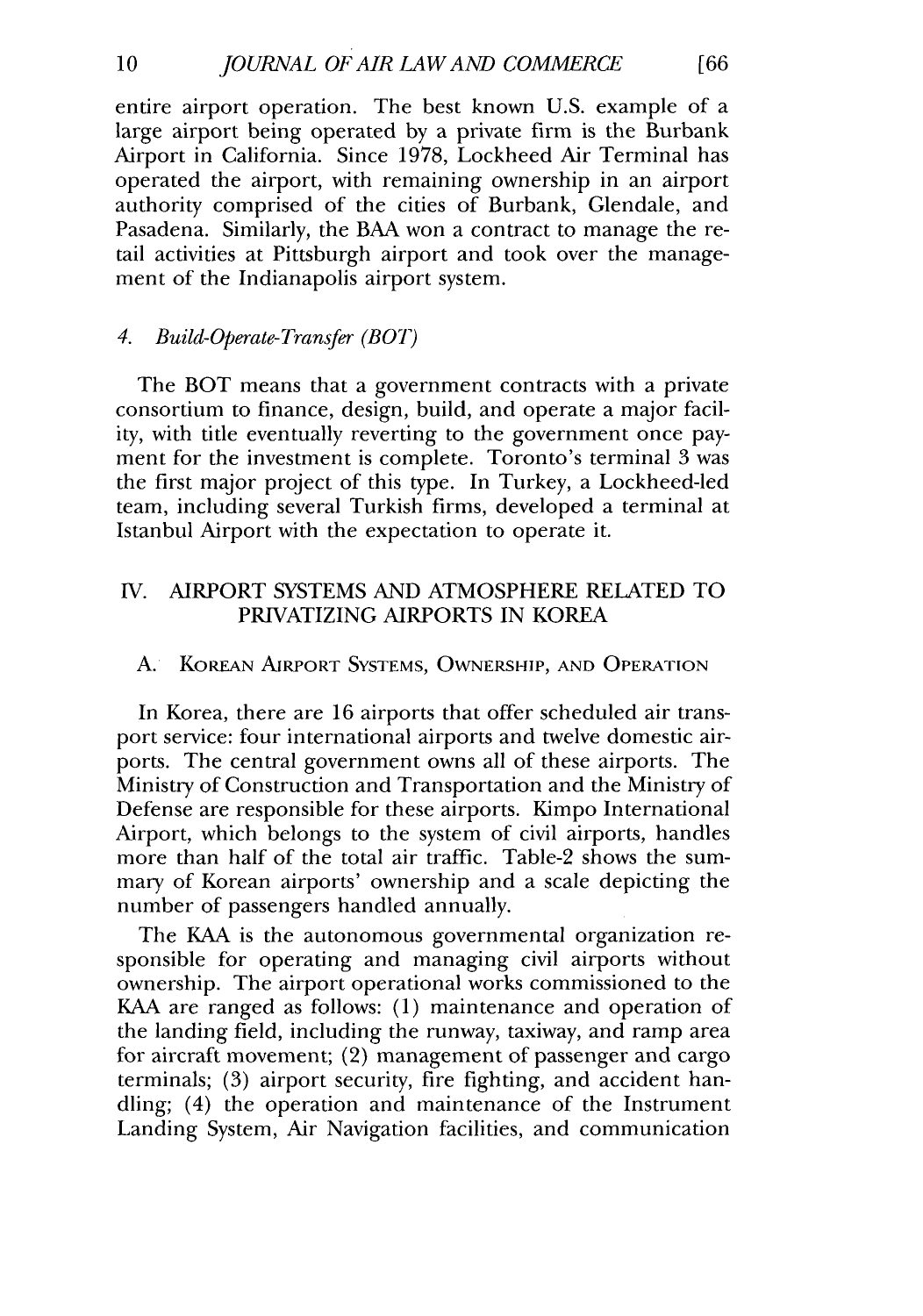entire airport operation. The best known U.S. example of a large airport being operated by a private firm is the Burbank Airport in California. Since 1978, Lockheed Air Terminal has operated the airport, with remaining ownership in an airport authority comprised of the cities of Burbank, Glendale, and Pasadena. Similarly, the BAA won a contract to manage the retail activities at Pittsburgh airport and took over the management of the Indianapolis airport system.

#### 4. *Build-Operate-Transfer (BOT)*

The BOT means that a government contracts with a private consortium to finance, design, build, and operate a major facility, with title eventually reverting to the government once payment for the investment is complete. Toronto's terminal 3 was the first major project of this type. In Turkey, a Lockheed-led team, including several Turkish firms, developed a terminal at Istanbul Airport with the expectation to operate it.

## IV. AIRPORT SYSTEMS AND ATMOSPHERE RELATED TO PRIVATIZING AIRPORTS IN KOREA

### A. KOREAN AIRPORT SYSTEMS, OWNERSHIP, AND OPERATION

In Korea, there are 16 airports that offer scheduled air transport service: four international airports and twelve domestic airports. The central government owns all of these airports. The Ministry of Construction and Transportation and the Ministry of Defense are responsible for these airports. Kimpo International Airport, which belongs to the system of civil airports, handles more than half of the total air traffic. Table-2 shows the summary of Korean airports' ownership and a scale depicting the number of passengers handled annually.

The KAA is the autonomous governmental organization responsible for operating and managing civil airports without ownership. The airport operational works commissioned to the KAA are ranged as follows: (1) maintenance and operation of the landing field, including the runway, taxiway, and ramp area for aircraft movement; (2) management of passenger and cargo terminals; (3) airport security, fire fighting, and accident handling; (4) the operation and maintenance of the Instrument Landing System, Air Navigation facilities, and communication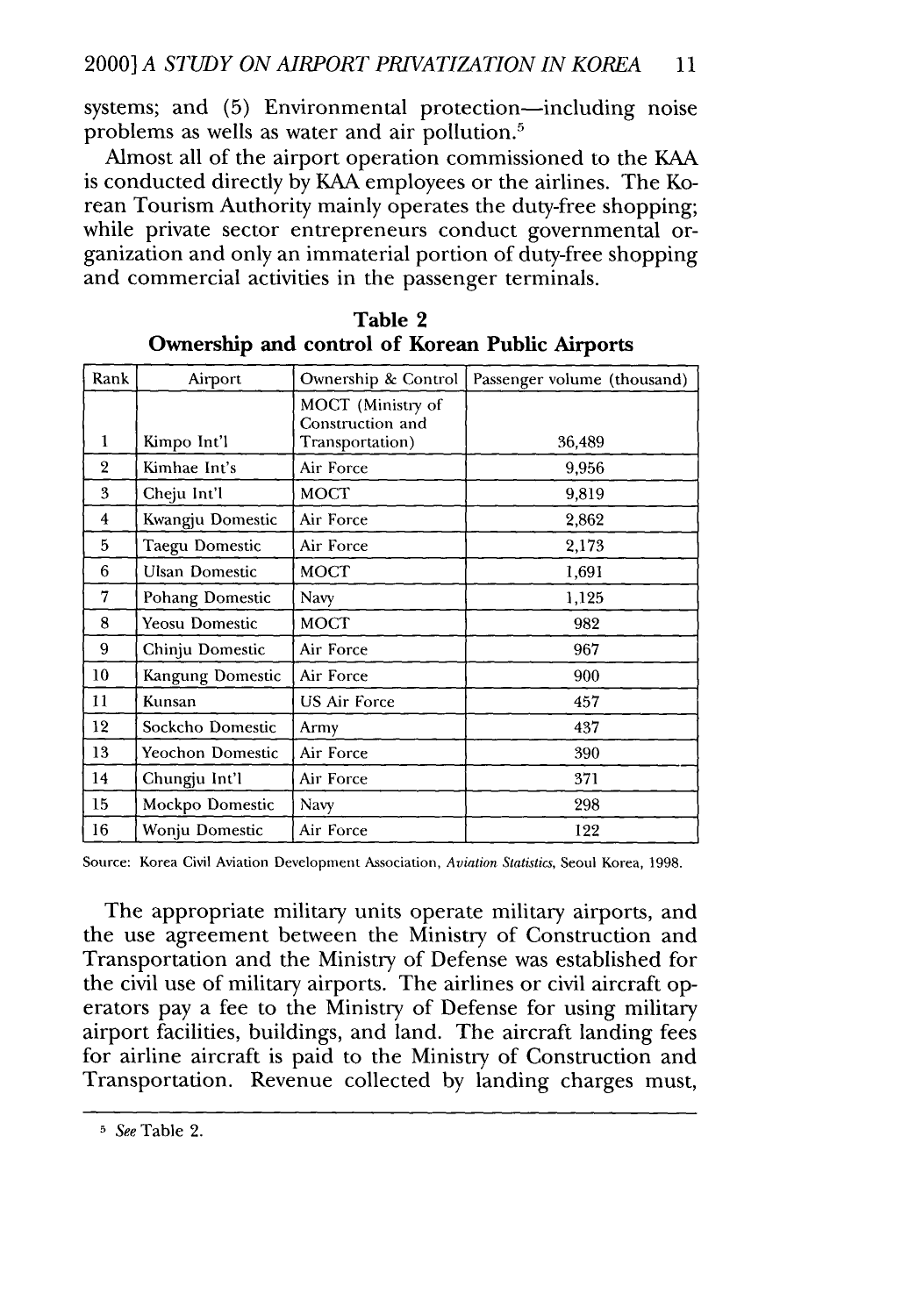systems; and (5) Environmental protection—including noise problems as wells as water and air pollution.[5]

Almost all of the airport operation commissioned to the KAA is conducted directly by KAA employees or the airlines. The Korean Tourism Authority mainly operates the duty-free shopping; while private sector entrepreneurs conduct governmental organization and only an immaterial portion of duty-free shopping and commercial activities in the passenger terminals.

**Table 2**
**Ownership and control of Korean Public Airports**

| Rank | Airport | Ownership & Control | Passenger volume (thousand) |
|---|---|---|---|
| 1 | Kimpo Int'l | MOCT (Ministry of Construction and Transportation) | 36,489 |
| 2 | Kimhae Int's | Air Force | 9,956 |
| 3 | Cheju Int'l | MOCT | 9,819 |
| 4 | Kwangju Domestic | Air Force | 2,862 |
| 5 | Taegu Domestic | Air Force | 2,173 |
| 6 | Ulsan Domestic | MOCT | 1,691 |
| 7 | Pohang Domestic | Navy | 1,125 |
| 8 | Yeosu Domestic | MOCT | 982 |
| 9 | Chinju Domestic | Air Force | 967 |
| 10 | Kangung Domestic | Air Force | 900 |
| 11 | Kunsan | US Air Force | 457 |
| 12 | Sockcho Domestic | Army | 437 |
| 13 | Yeochon Domestic | Air Force | 390 |
| 14 | Chungju Int'l | Air Force | 371 |
| 15 | Mockpo Domestic | Navy | 298 |
| 16 | Wonju Domestic | Air Force | 122 |

Source: Korea Civil Aviation Development Association, *Aviation Statistics*, Seoul Korea, 1998.

The appropriate military units operate military airports, and the use agreement between the Ministry of Construction and Transportation and the Ministry of Defense was established for the civil use of military airports. The airlines or civil aircraft operators pay a fee to the Ministry of Defense for using military airport facilities, buildings, and land. The aircraft landing fees for airline aircraft is paid to the Ministry of Construction and Transportation. Revenue collected by landing charges must,

[5] *See* Table 2.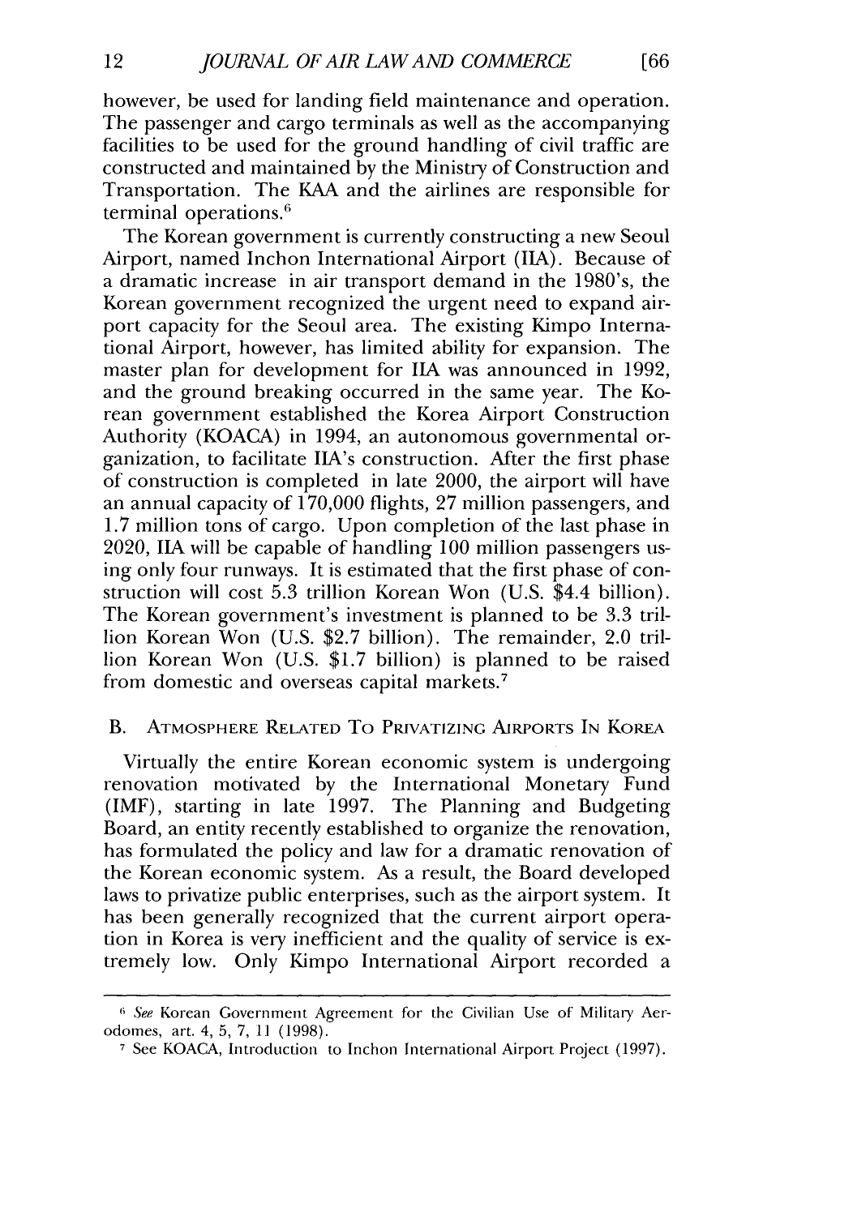however, be used for landing field maintenance and operation. The passenger and cargo terminals as well as the accompanying facilities to be used for the ground handling of civil traffic are constructed and maintained by the Ministry of Construction and Transportation. The KAA and the airlines are responsible for terminal operations.[6]

The Korean government is currently constructing a new Seoul Airport, named Inchon International Airport (IIA). Because of a dramatic increase in air transport demand in the 1980's, the Korean government recognized the urgent need to expand airport capacity for the Seoul area. The existing Kimpo International Airport, however, has limited ability for expansion. The master plan for development for IIA was announced in 1992, and the ground breaking occurred in the same year. The Korean government established the Korea Airport Construction Authority (KOACA) in 1994, an autonomous governmental organization, to facilitate IIA's construction. After the first phase of construction is completed in late 2000, the airport will have an annual capacity of 170,000 flights, 27 million passengers, and 1.7 million tons of cargo. Upon completion of the last phase in 2020, IIA will be capable of handling 100 million passengers using only four runways. It is estimated that the first phase of construction will cost 5.3 trillion Korean Won (U.S. $4.4 billion). The Korean government's investment is planned to be 3.3 trillion Korean Won (U.S. $2.7 billion). The remainder, 2.0 trillion Korean Won (U.S. $1.7 billion) is planned to be raised from domestic and overseas capital markets.[7]

### B. Atmosphere Related To Privatizing Airports In Korea

Virtually the entire Korean economic system is undergoing renovation motivated by the International Monetary Fund (IMF), starting in late 1997. The Planning and Budgeting Board, an entity recently established to organize the renovation, has formulated the policy and law for a dramatic renovation of the Korean economic system. As a result, the Board developed laws to privatize public enterprises, such as the airport system. It has been generally recognized that the current airport operation in Korea is very inefficient and the quality of service is extremely low. Only Kimpo International Airport recorded a

---

[6] *See* Korean Government Agreement for the Civilian Use of Military Aerodomes, art. 4, 5, 7, 11 (1998).

[7] See KOACA, Introduction to Inchon International Airport Project (1997).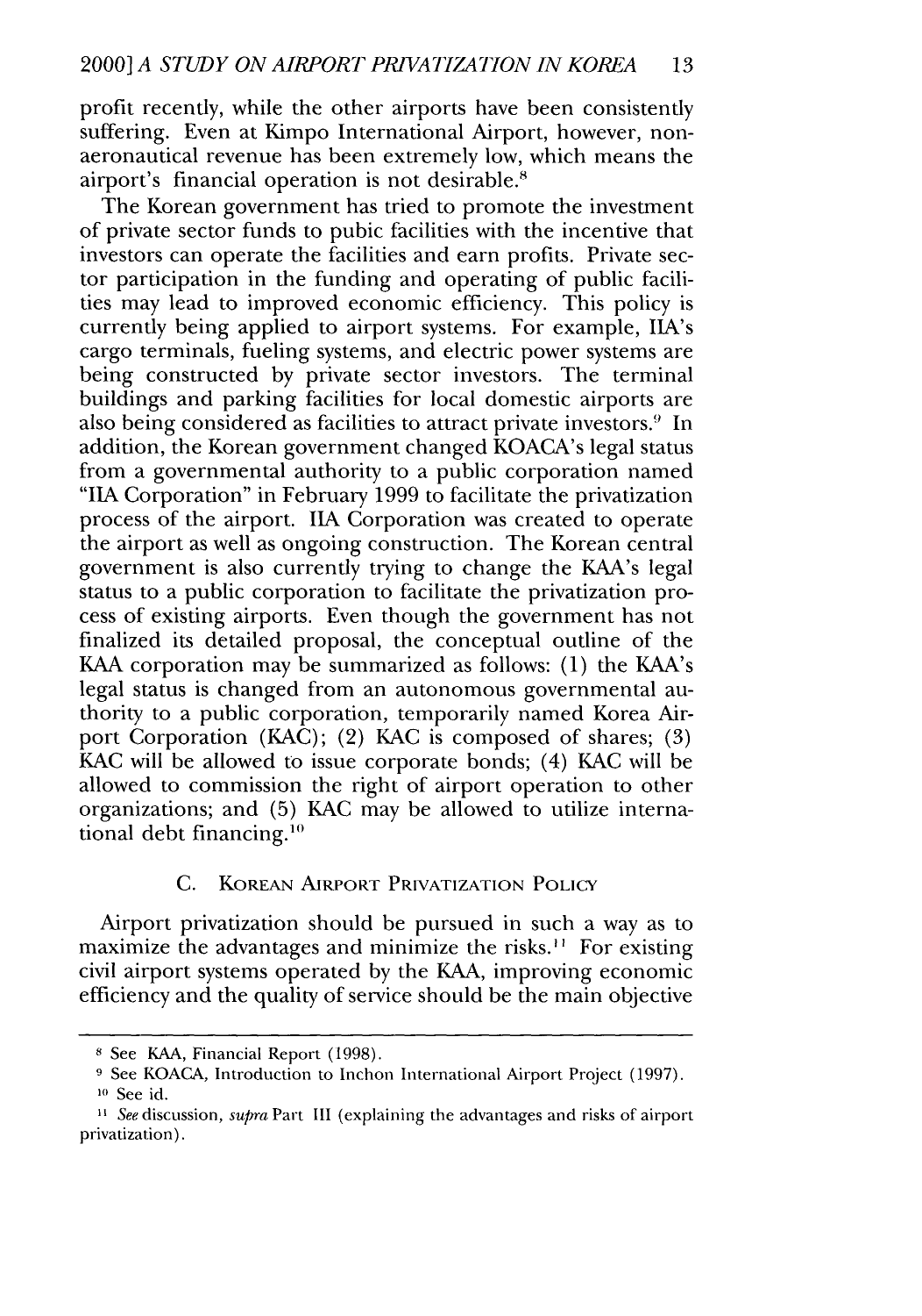profit recently, while the other airports have been consistently suffering. Even at Kimpo International Airport, however, non-aeronautical revenue has been extremely low, which means the airport's financial operation is not desirable.[8]

The Korean government has tried to promote the investment of private sector funds to pubic facilities with the incentive that investors can operate the facilities and earn profits. Private sector participation in the funding and operating of public facilities may lead to improved economic efficiency. This policy is currently being applied to airport systems. For example, IIA's cargo terminals, fueling systems, and electric power systems are being constructed by private sector investors. The terminal buildings and parking facilities for local domestic airports are also being considered as facilities to attract private investors.[9] In addition, the Korean government changed KOACA's legal status from a governmental authority to a public corporation named "IIA Corporation" in February 1999 to facilitate the privatization process of the airport. IIA Corporation was created to operate the airport as well as ongoing construction. The Korean central government is also currently trying to change the KAA's legal status to a public corporation to facilitate the privatization process of existing airports. Even though the government has not finalized its detailed proposal, the conceptual outline of the KAA corporation may be summarized as follows: (1) the KAA's legal status is changed from an autonomous governmental authority to a public corporation, temporarily named Korea Airport Corporation (KAC); (2) KAC is composed of shares; (3) KAC will be allowed to issue corporate bonds; (4) KAC will be allowed to commission the right of airport operation to other organizations; and (5) KAC may be allowed to utilize international debt financing.[10]

### C. KOREAN AIRPORT PRIVATIZATION POLICY

Airport privatization should be pursued in such a way as to maximize the advantages and minimize the risks.[11] For existing civil airport systems operated by the KAA, improving economic efficiency and the quality of service should be the main objective

---

[8] See KAA, Financial Report (1998).

[9] See KOACA, Introduction to Inchon International Airport Project (1997).

[10] See id.

[11] *See* discussion, *supra* Part III (explaining the advantages and risks of airport privatization).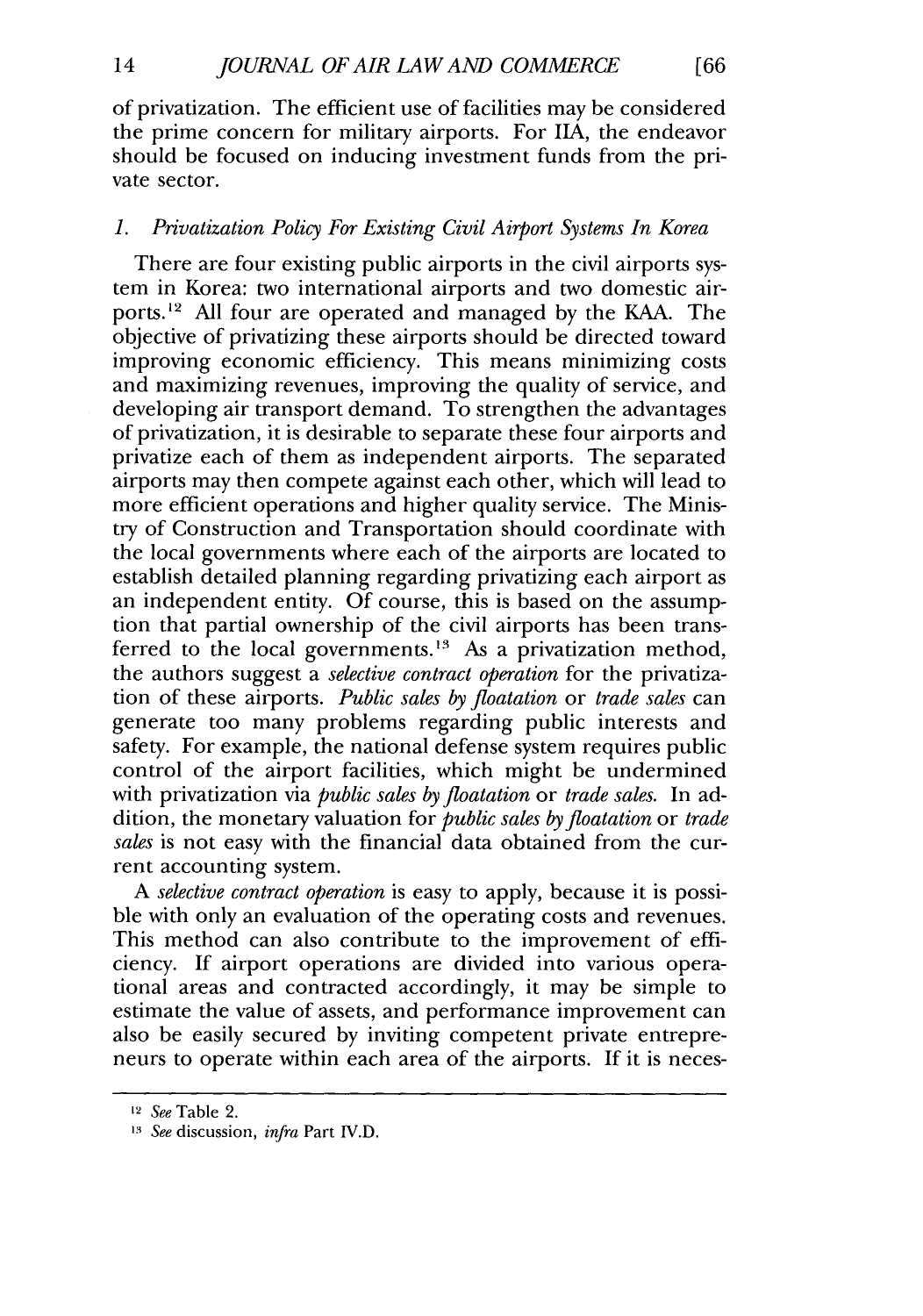of privatization. The efficient use of facilities may be considered the prime concern for military airports. For IIA, the endeavor should be focused on inducing investment funds from the private sector.

### 1. *Privatization Policy For Existing Civil Airport Systems In Korea*

There are four existing public airports in the civil airports system in Korea: two international airports and two domestic airports.[12] All four are operated and managed by the KAA. The objective of privatizing these airports should be directed toward improving economic efficiency. This means minimizing costs and maximizing revenues, improving the quality of service, and developing air transport demand. To strengthen the advantages of privatization, it is desirable to separate these four airports and privatize each of them as independent airports. The separated airports may then compete against each other, which will lead to more efficient operations and higher quality service. The Ministry of Construction and Transportation should coordinate with the local governments where each of the airports are located to establish detailed planning regarding privatizing each airport as an independent entity. Of course, this is based on the assumption that partial ownership of the civil airports has been transferred to the local governments.[13] As a privatization method, the authors suggest a *selective contract operation* for the privatization of these airports. *Public sales by floatation* or *trade sales* can generate too many problems regarding public interests and safety. For example, the national defense system requires public control of the airport facilities, which might be undermined with privatization via *public sales by floatation* or *trade sales*. In addition, the monetary valuation for *public sales by floatation* or *trade sales* is not easy with the financial data obtained from the current accounting system.

A *selective contract operation* is easy to apply, because it is possible with only an evaluation of the operating costs and revenues. This method can also contribute to the improvement of efficiency. If airport operations are divided into various operational areas and contracted accordingly, it may be simple to estimate the value of assets, and performance improvement can also be easily secured by inviting competent private entrepreneurs to operate within each area of the airports. If it is neces-

---

[12] *See* Table 2.

[13] *See* discussion, *infra* Part IV.D.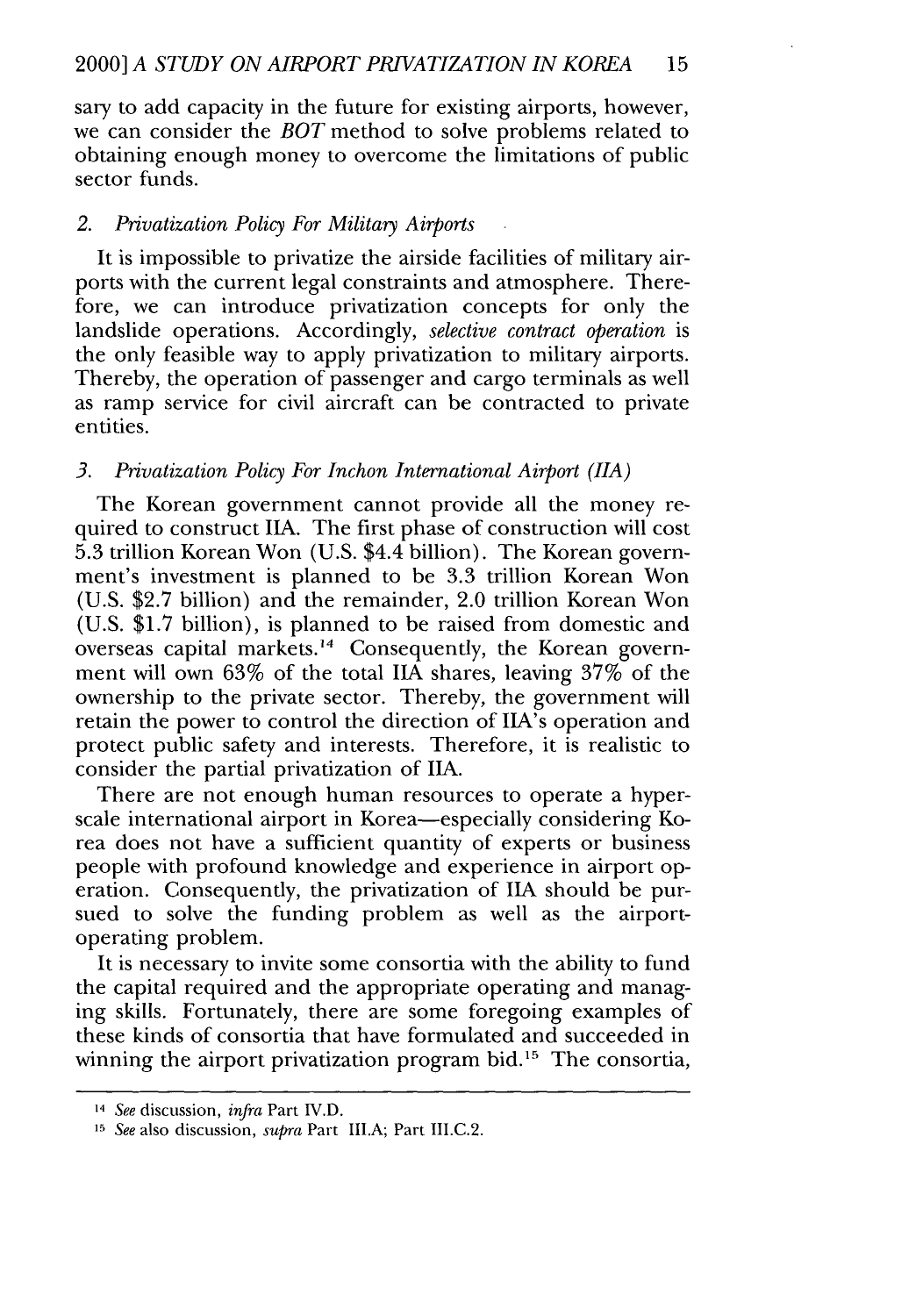sary to add capacity in the future for existing airports, however, we can consider the *BOT* method to solve problems related to obtaining enough money to overcome the limitations of public sector funds.

### 2. *Privatization Policy For Military Airports*

It is impossible to privatize the airside facilities of military airports with the current legal constraints and atmosphere. Therefore, we can introduce privatization concepts for only the landslide operations. Accordingly, *selective contract operation* is the only feasible way to apply privatization to military airports. Thereby, the operation of passenger and cargo terminals as well as ramp service for civil aircraft can be contracted to private entities.

### 3. *Privatization Policy For Inchon International Airport (IIA)*

The Korean government cannot provide all the money required to construct IIA. The first phase of construction will cost 5.3 trillion Korean Won (U.S. $4.4 billion). The Korean government's investment is planned to be 3.3 trillion Korean Won (U.S. $2.7 billion) and the remainder, 2.0 trillion Korean Won (U.S. $1.7 billion), is planned to be raised from domestic and overseas capital markets.[14] Consequently, the Korean government will own 63% of the total IIA shares, leaving 37% of the ownership to the private sector. Thereby, the government will retain the power to control the direction of IIA's operation and protect public safety and interests. Therefore, it is realistic to consider the partial privatization of IIA.

There are not enough human resources to operate a hyper-scale international airport in Korea—especially considering Korea does not have a sufficient quantity of experts or business people with profound knowledge and experience in airport operation. Consequently, the privatization of IIA should be pursued to solve the funding problem as well as the airport-operating problem.

It is necessary to invite some consortia with the ability to fund the capital required and the appropriate operating and managing skills. Fortunately, there are some foregoing examples of these kinds of consortia that have formulated and succeeded in winning the airport privatization program bid.[15] The consortia,

---

[14] *See* discussion, *infra* Part IV.D.

[15] *See* also discussion, *supra* Part III.A; Part III.C.2.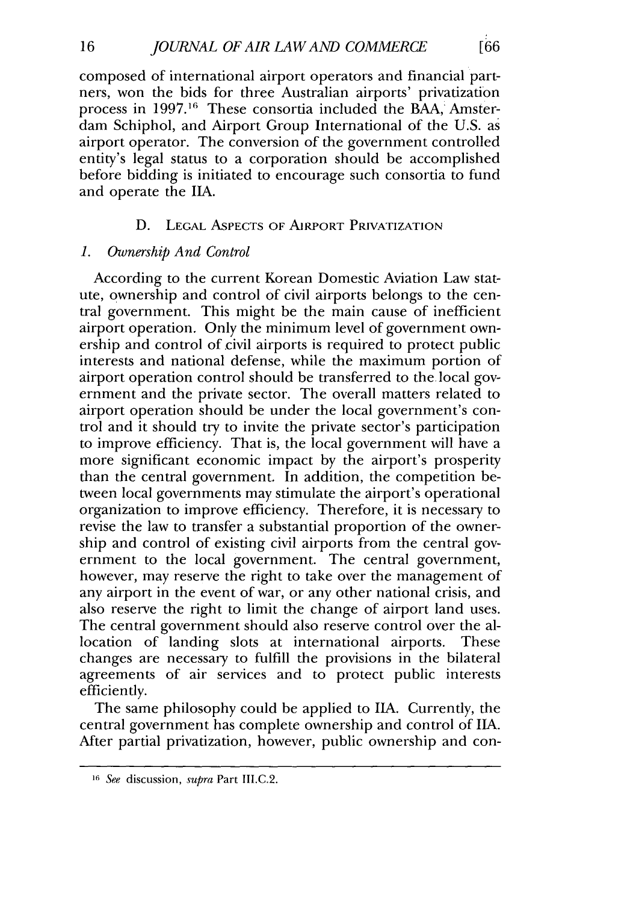composed of international airport operators and financial partners, won the bids for three Australian airports' privatization process in 1997.[16] These consortia included the BAA, Amsterdam Schiphol, and Airport Group International of the U.S. as airport operator. The conversion of the government controlled entity's legal status to a corporation should be accomplished before bidding is initiated to encourage such consortia to fund and operate the IIA.

### D. Legal Aspects of Airport Privatization

#### 1. *Ownership And Control*

According to the current Korean Domestic Aviation Law statute, ownership and control of civil airports belongs to the central government. This might be the main cause of inefficient airport operation. Only the minimum level of government ownership and control of civil airports is required to protect public interests and national defense, while the maximum portion of airport operation control should be transferred to the local government and the private sector. The overall matters related to airport operation should be under the local government's control and it should try to invite the private sector's participation to improve efficiency. That is, the local government will have a more significant economic impact by the airport's prosperity than the central government. In addition, the competition between local governments may stimulate the airport's operational organization to improve efficiency. Therefore, it is necessary to revise the law to transfer a substantial proportion of the ownership and control of existing civil airports from the central government to the local government. The central government, however, may reserve the right to take over the management of any airport in the event of war, or any other national crisis, and also reserve the right to limit the change of airport land uses. The central government should also reserve control over the allocation of landing slots at international airports. These changes are necessary to fulfill the provisions in the bilateral agreements of air services and to protect public interests efficiently.

The same philosophy could be applied to IIA. Currently, the central government has complete ownership and control of IIA. After partial privatization, however, public ownership and con-

---

[16] *See* discussion, *supra* Part III.C.2.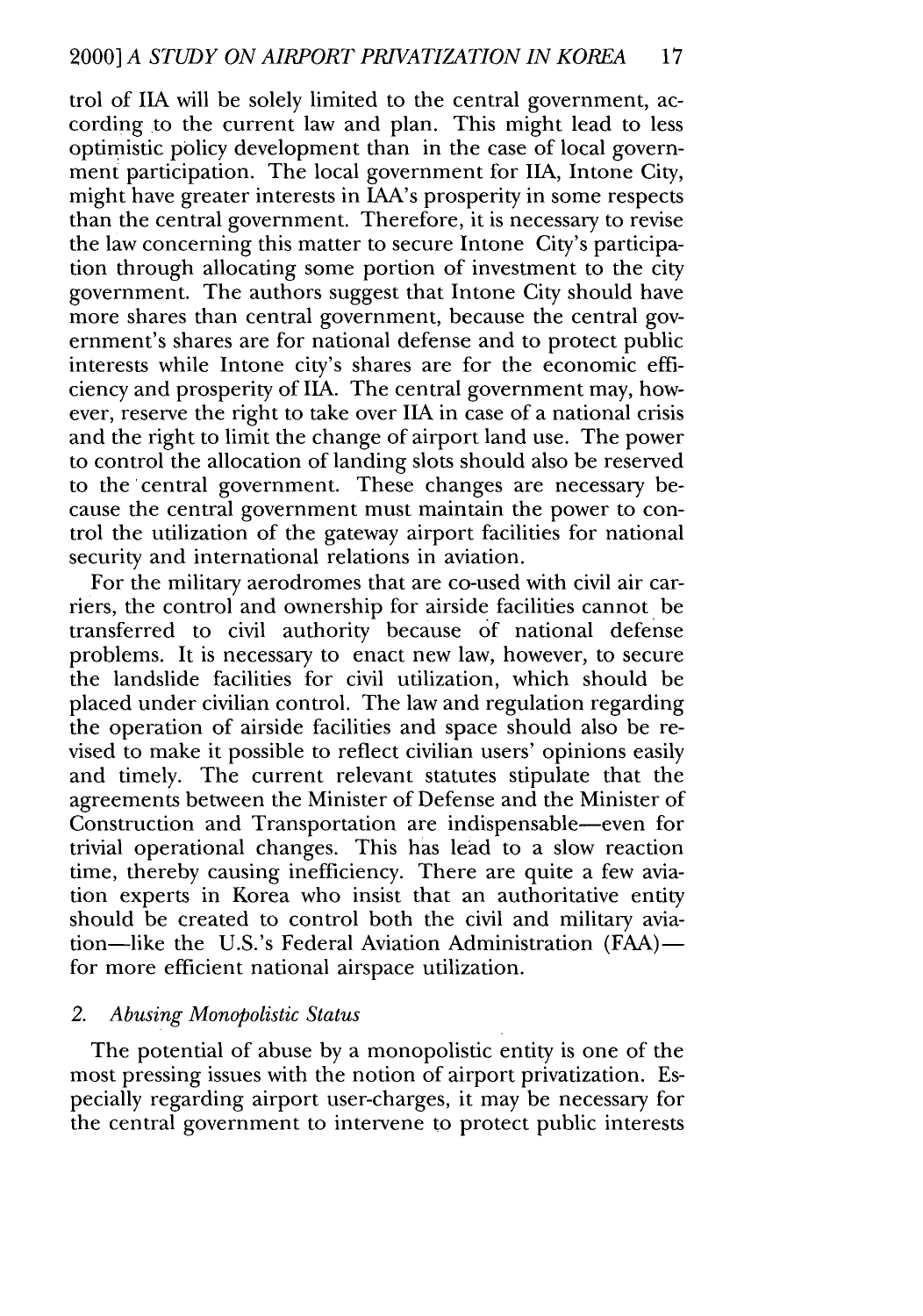trol of IIA will be solely limited to the central government, according to the current law and plan. This might lead to less optimistic policy development than in the case of local government participation. The local government for IIA, Intone City, might have greater interests in IAA's prosperity in some respects than the central government. Therefore, it is necessary to revise the law concerning this matter to secure Intone City's participation through allocating some portion of investment to the city government. The authors suggest that Intone City should have more shares than central government, because the central government's shares are for national defense and to protect public interests while Intone city's shares are for the economic efficiency and prosperity of IIA. The central government may, however, reserve the right to take over IIA in case of a national crisis and the right to limit the change of airport land use. The power to control the allocation of landing slots should also be reserved to the central government. These changes are necessary because the central government must maintain the power to control the utilization of the gateway airport facilities for national security and international relations in aviation.

For the military aerodromes that are co-used with civil air carriers, the control and ownership for airside facilities cannot be transferred to civil authority because of national defense problems. It is necessary to enact new law, however, to secure the landslide facilities for civil utilization, which should be placed under civilian control. The law and regulation regarding the operation of airside facilities and space should also be revised to make it possible to reflect civilian users' opinions easily and timely. The current relevant statutes stipulate that the agreements between the Minister of Defense and the Minister of Construction and Transportation are indispensable—even for trivial operational changes. This has lead to a slow reaction time, thereby causing inefficiency. There are quite a few aviation experts in Korea who insist that an authoritative entity should be created to control both the civil and military aviation—like the U.S.'s Federal Aviation Administration (FAA)—for more efficient national airspace utilization.

### 2. *Abusing Monopolistic Status*

The potential of abuse by a monopolistic entity is one of the most pressing issues with the notion of airport privatization. Especially regarding airport user-charges, it may be necessary for the central government to intervene to protect public interests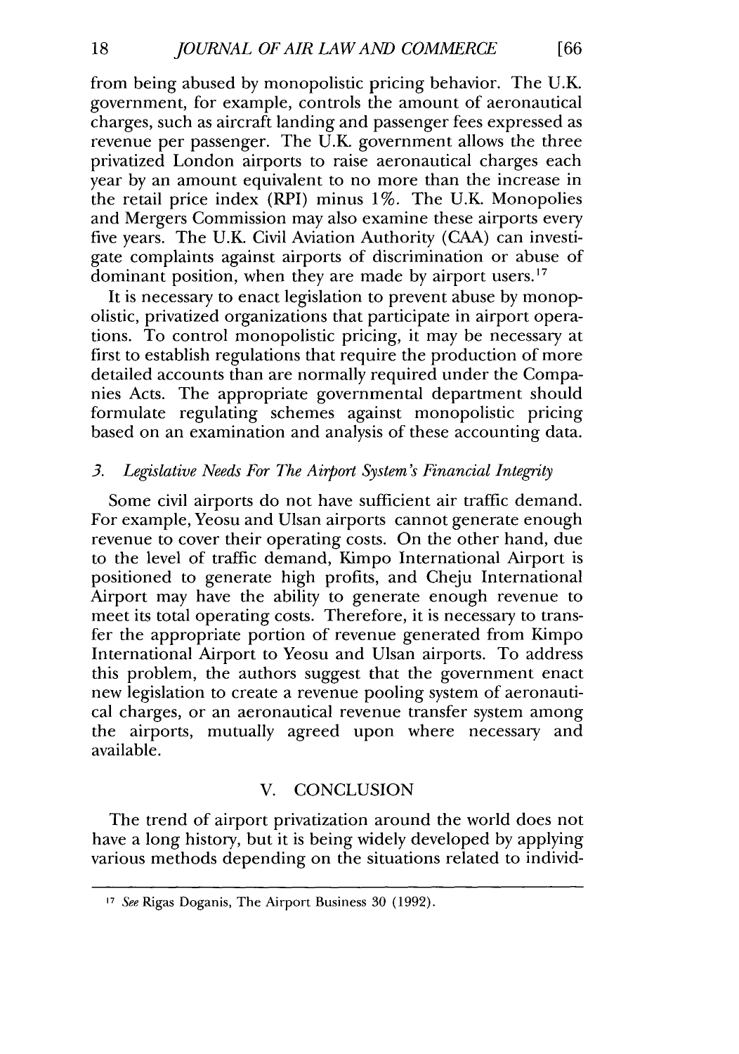from being abused by monopolistic pricing behavior. The U.K. government, for example, controls the amount of aeronautical charges, such as aircraft landing and passenger fees expressed as revenue per passenger. The U.K. government allows the three privatized London airports to raise aeronautical charges each year by an amount equivalent to no more than the increase in the retail price index (RPI) minus 1%. The U.K. Monopolies and Mergers Commission may also examine these airports every five years. The U.K. Civil Aviation Authority (CAA) can investigate complaints against airports of discrimination or abuse of dominant position, when they are made by airport users.[17]

It is necessary to enact legislation to prevent abuse by monopolistic, privatized organizations that participate in airport operations. To control monopolistic pricing, it may be necessary at first to establish regulations that require the production of more detailed accounts than are normally required under the Companies Acts. The appropriate governmental department should formulate regulating schemes against monopolistic pricing based on an examination and analysis of these accounting data.

### *3. Legislative Needs For The Airport System's Financial Integrity*

Some civil airports do not have sufficient air traffic demand. For example, Yeosu and Ulsan airports cannot generate enough revenue to cover their operating costs. On the other hand, due to the level of traffic demand, Kimpo International Airport is positioned to generate high profits, and Cheju International Airport may have the ability to generate enough revenue to meet its total operating costs. Therefore, it is necessary to transfer the appropriate portion of revenue generated from Kimpo International Airport to Yeosu and Ulsan airports. To address this problem, the authors suggest that the government enact new legislation to create a revenue pooling system of aeronautical charges, or an aeronautical revenue transfer system among the airports, mutually agreed upon where necessary and available.

## V. CONCLUSION

The trend of airport privatization around the world does not have a long history, but it is being widely developed by applying various methods depending on the situations related to individ-

---

[17] *See* Rigas Doganis, The Airport Business 30 (1992).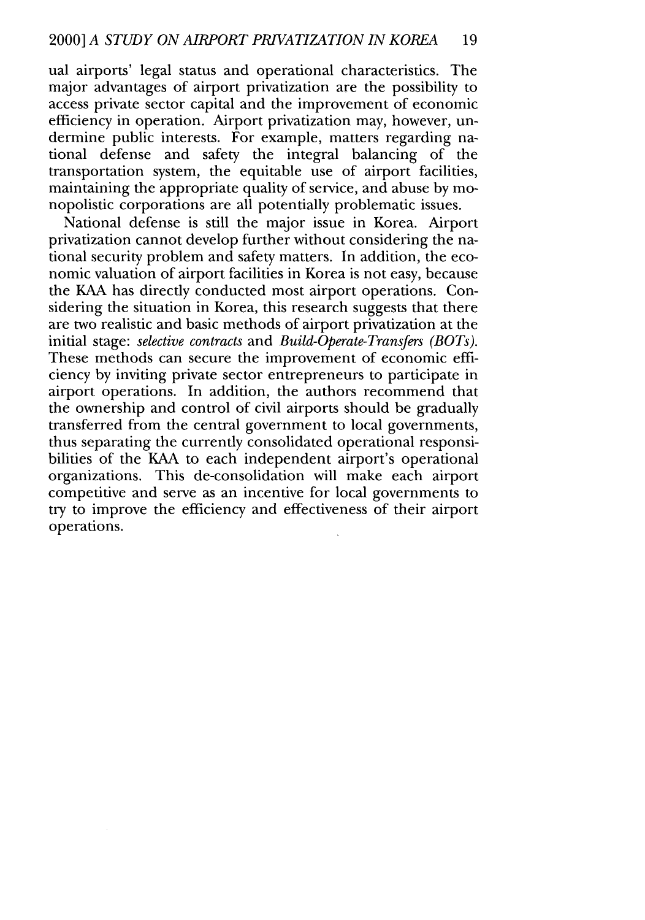ual airports' legal status and operational characteristics. The major advantages of airport privatization are the possibility to access private sector capital and the improvement of economic efficiency in operation. Airport privatization may, however, undermine public interests. For example, matters regarding national defense and safety the integral balancing of the transportation system, the equitable use of airport facilities, maintaining the appropriate quality of service, and abuse by monopolistic corporations are all potentially problematic issues.

National defense is still the major issue in Korea. Airport privatization cannot develop further without considering the national security problem and safety matters. In addition, the economic valuation of airport facilities in Korea is not easy, because the KAA has directly conducted most airport operations. Considering the situation in Korea, this research suggests that there are two realistic and basic methods of airport privatization at the initial stage: *selective contracts* and *Build-Operate-Transfers (BOTs)*. These methods can secure the improvement of economic efficiency by inviting private sector entrepreneurs to participate in airport operations. In addition, the authors recommend that the ownership and control of civil airports should be gradually transferred from the central government to local governments, thus separating the currently consolidated operational responsibilities of the KAA to each independent airport's operational organizations. This de-consolidation will make each airport competitive and serve as an incentive for local governments to try to improve the efficiency and effectiveness of their airport operations.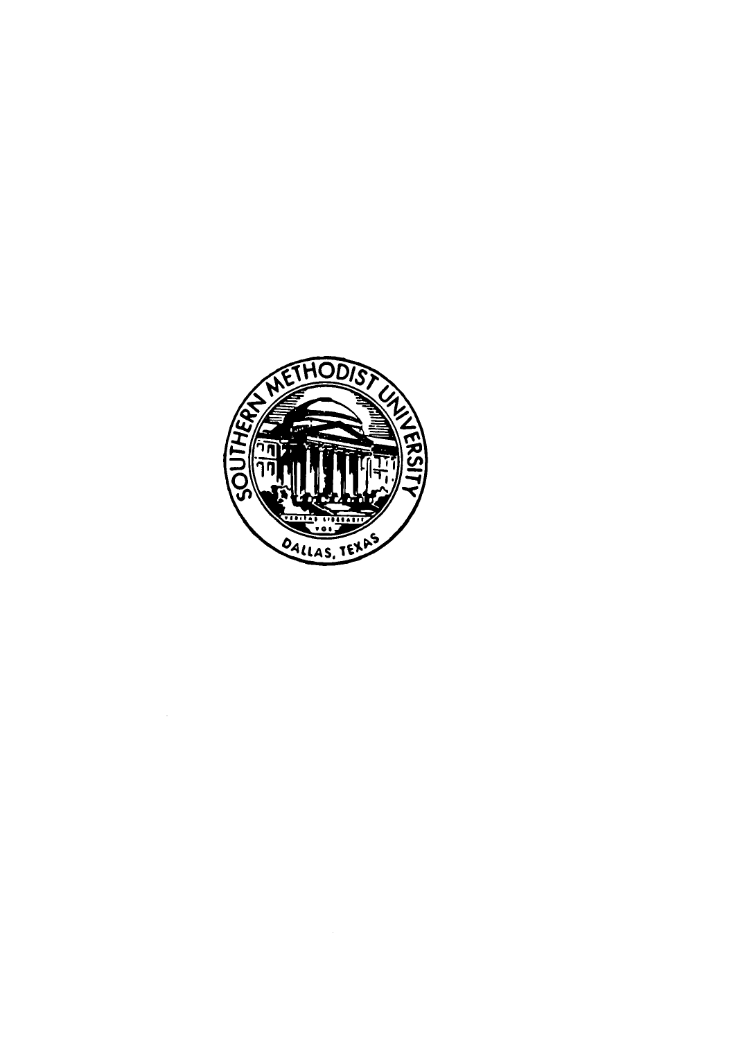SOUTHERN METHODIST UNIVERSITY

VERITAS LIBERABIT VOS

DALLAS, TEXAS